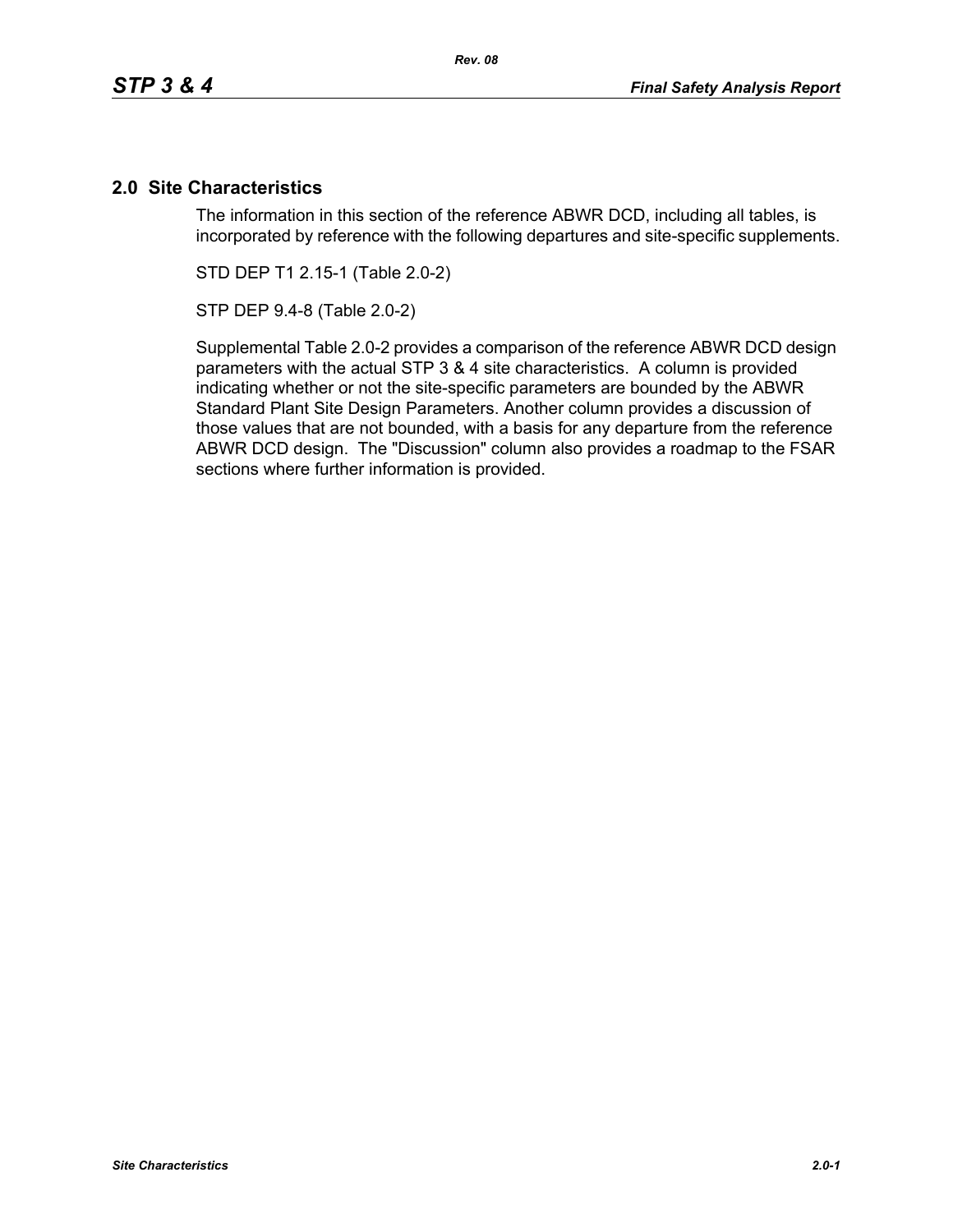## 2.0 Site Characteristics

The information in this section of the reference ABWR DCD, including all tables, is incorporated by reference with the following departures and site-specific supplements.

STD DEP T1 2.15-1 (Table 2.0-2)

STP DEP 9.4-8 (Table 2.0-2)

Supplemental Table 2.0-2 provides a comparison of the reference ABWR DCD design parameters with the actual STP 3 & 4 site characteristics. A column is provided indicating whether or not the site-specific parameters are bounded by the ABWR Standard Plant Site Design Parameters. Another column provides a discussion of those values that are not bounded, with a basis for any departure from the reference ABWR DCD design. The "Discussion" column also provides a roadmap to the FSAR sections where further information is provided.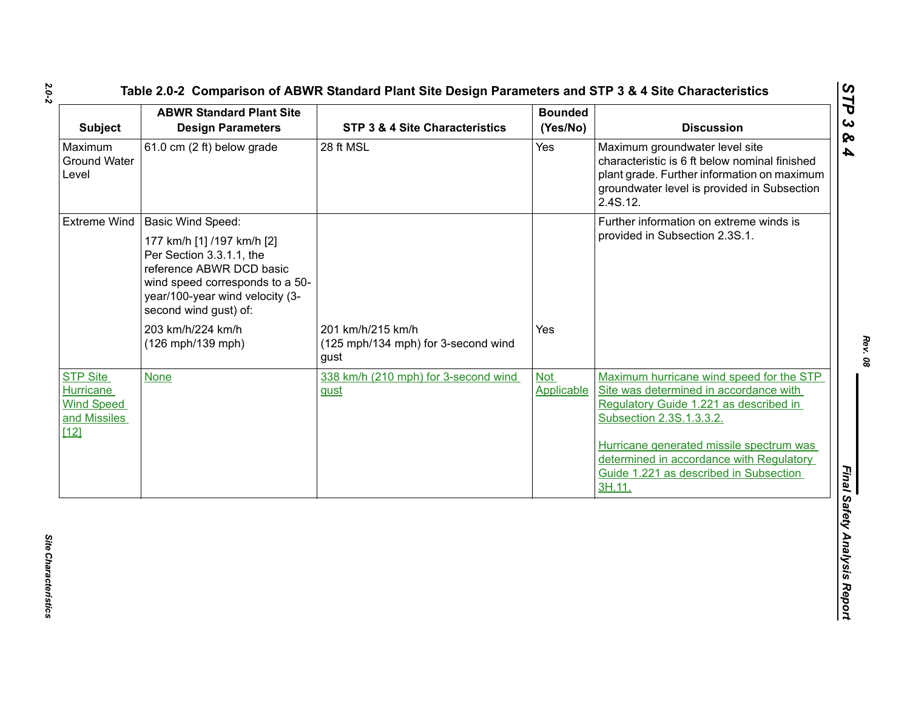## Table 2.0-2 Comparison of ABWR Standard Plant Site Design Parameters and STP 3 & 4 Site Characteristics

| Subject | ABWR Standard Plant Site Design Parameters | STP 3 & 4 Site Characteristics | Bounded (Yes/No) | Discussion |
|---|---|---|---|---|
| Maximum Ground Water Level | 61.0 cm (2 ft) below grade | 28 ft MSL | Yes | Maximum groundwater level site characteristic is 6 ft below nominal finished plant grade. Further information on maximum groundwater level is provided in Subsection 2.4S.12. |
| Extreme Wind | Basic Wind Speed:<br>177 km/h [1] /197 km/h [2]<br>Per Section 3.3.1.1, the reference ABWR DCD basic wind speed corresponds to a 50-year/100-year wind velocity (3-second wind gust) of:<br>203 km/h/224 km/h<br>(126 mph/139 mph) | 201 km/h/215 km/h<br>(125 mph/134 mph) for 3-second wind gust | Yes | Further information on extreme winds is provided in Subsection 2.3S.1. |
| STP Site Hurricane Wind Speed and Missiles [12] | None | 338 km/h (210 mph) for 3-second wind gust | Not Applicable | Maximum hurricane wind speed for the STP Site was determined in accordance with Regulatory Guide 1.221 as described in Subsection 2.3S.1.3.3.2.<br><br>Hurricane generated missile spectrum was determined in accordance with Regulatory Guide 1.221 as described in Subsection 3H.11. |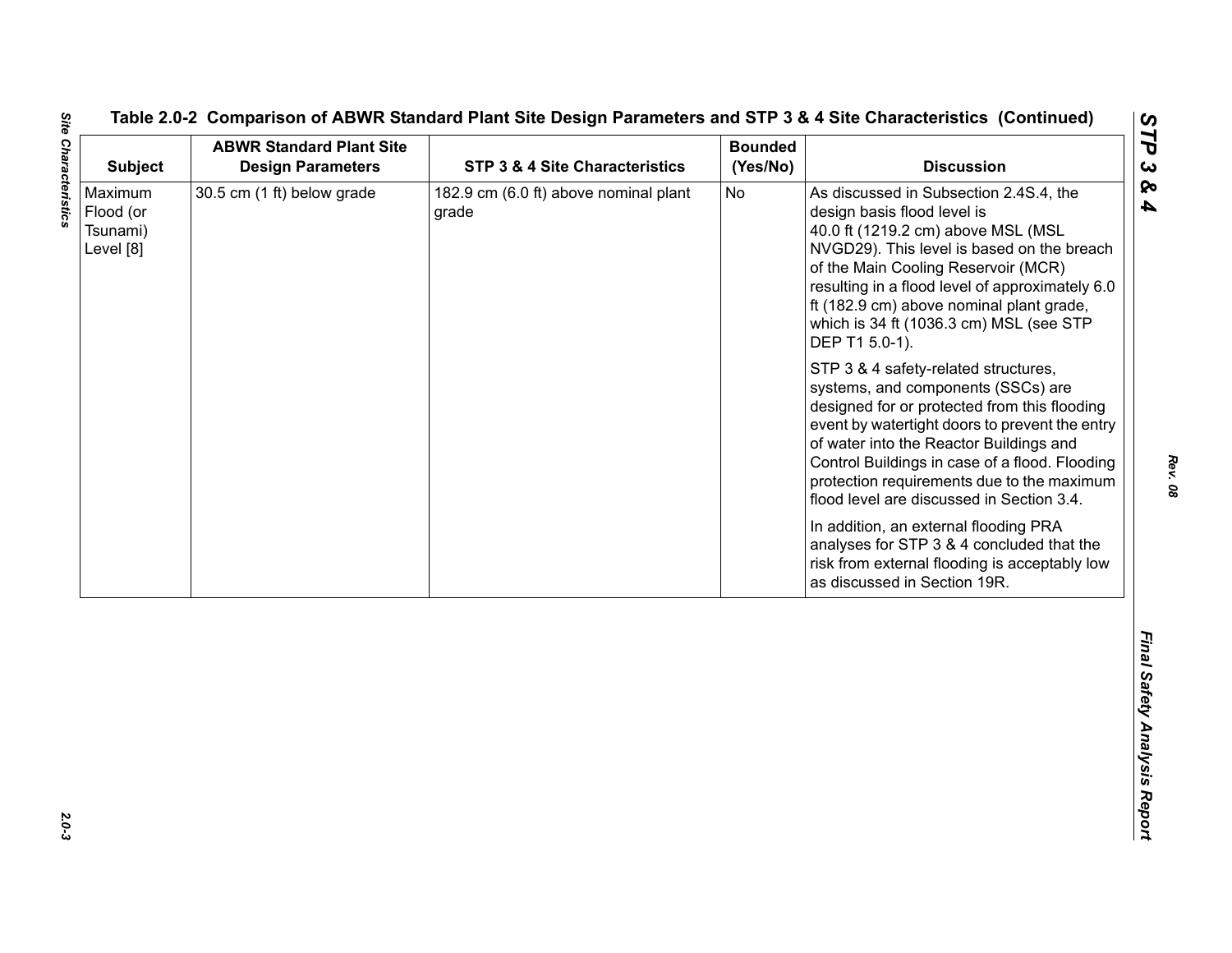Table 2.0-2 Comparison of ABWR Standard Plant Site Design Parameters and STP 3 & 4 Site Characteristics (Continued)

| Subject | ABWR Standard Plant Site Design Parameters | STP 3 & 4 Site Characteristics | Bounded (Yes/No) | Discussion |
|---|---|---|---|---|
| Maximum Flood (or Tsunami) Level [8] | 30.5 cm (1 ft) below grade | 182.9 cm (6.0 ft) above nominal plant grade | No | As discussed in Subsection 2.4S.4, the design basis flood level is 40.0 ft (1219.2 cm) above MSL (MSL NVGD29). This level is based on the breach of the Main Cooling Reservoir (MCR) resulting in a flood level of approximately 6.0 ft (182.9 cm) above nominal plant grade, which is 34 ft (1036.3 cm) MSL (see STP DEP T1 5.0-1).<br><br>STP 3 & 4 safety-related structures, systems, and components (SSCs) are designed for or protected from this flooding event by watertight doors to prevent the entry of water into the Reactor Buildings and Control Buildings in case of a flood. Flooding protection requirements due to the maximum flood level are discussed in Section 3.4.<br><br>In addition, an external flooding PRA analyses for STP 3 & 4 concluded that the risk from external flooding is acceptably low as discussed in Section 19R. |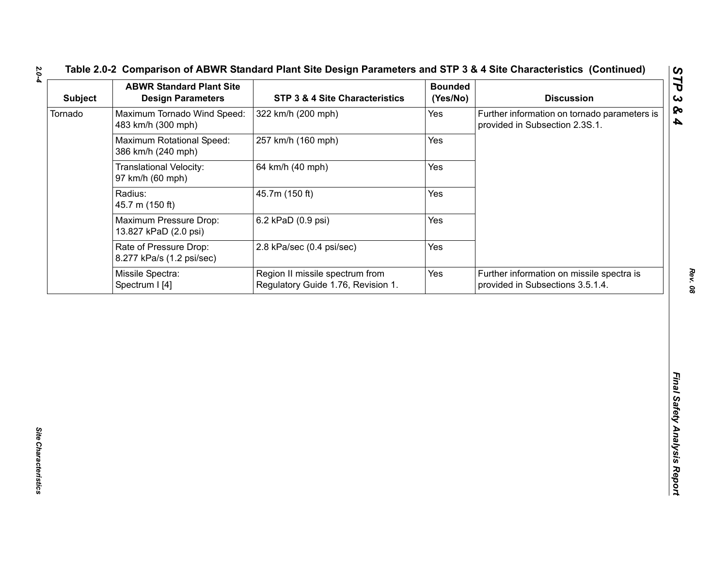## Table 2.0-2 Comparison of ABWR Standard Plant Site Design Parameters and STP 3 & 4 Site Characteristics (Continued)

| Subject | ABWR Standard Plant Site Design Parameters | STP 3 & 4 Site Characteristics | Bounded (Yes/No) | Discussion |
|---|---|---|---|---|
| Tornado | Maximum Tornado Wind Speed: 483 km/h (300 mph) | 322 km/h (200 mph) | Yes | Further information on tornado parameters is provided in Subsection 2.3S.1. |
| | Maximum Rotational Speed: 386 km/h (240 mph) | 257 km/h (160 mph) | Yes | |
| | Translational Velocity: 97 km/h (60 mph) | 64 km/h (40 mph) | Yes | |
| | Radius: 45.7 m (150 ft) | 45.7m (150 ft) | Yes | |
| | Maximum Pressure Drop: 13.827 kPaD (2.0 psi) | 6.2 kPaD (0.9 psi) | Yes | |
| | Rate of Pressure Drop: 8.277 kPa/s (1.2 psi/sec) | 2.8 kPa/sec (0.4 psi/sec) | Yes | |
| | Missile Spectra: Spectrum I [4] | Region II missile spectrum from Regulatory Guide 1.76, Revision 1. | Yes | Further information on missile spectra is provided in Subsections 3.5.1.4. |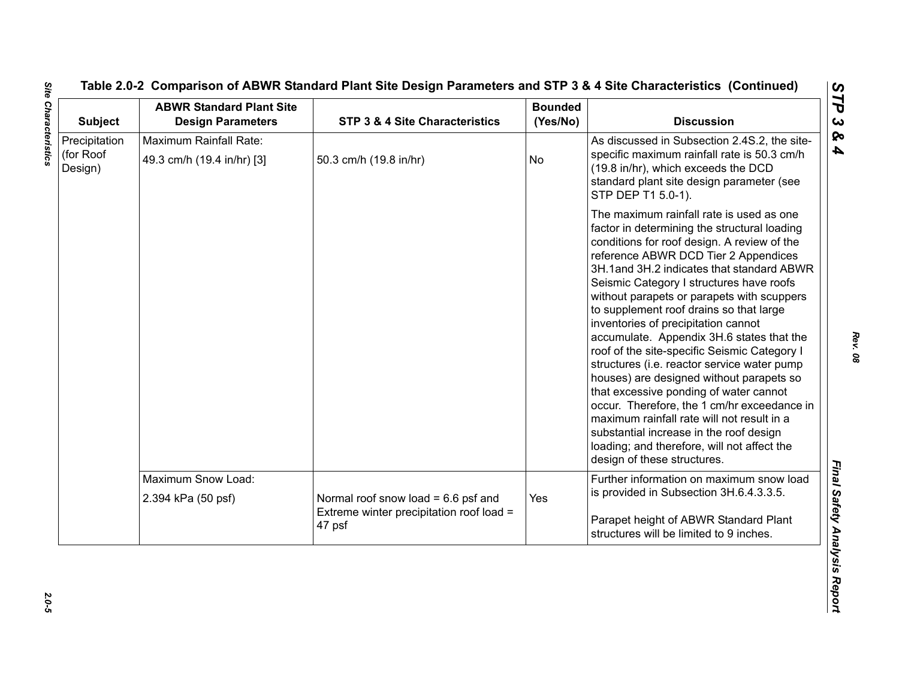Table 2.0-2 Comparison of ABWR Standard Plant Site Design Parameters and STP 3 & 4 Site Characteristics (Continued)

| Subject | ABWR Standard Plant Site Design Parameters | STP 3 & 4 Site Characteristics | Bounded (Yes/No) | Discussion |
|---|---|---|---|---|
| Precipitation (for Roof Design) | Maximum Rainfall Rate: 49.3 cm/h (19.4 in/hr) [3] | 50.3 cm/h (19.8 in/hr) | No | As discussed in Subsection 2.4S.2, the site-specific maximum rainfall rate is 50.3 cm/h (19.8 in/hr), which exceeds the DCD standard plant site design parameter (see STP DEP T1 5.0-1). The maximum rainfall rate is used as one factor in determining the structural loading conditions for roof design. A review of the reference ABWR DCD Tier 2 Appendices 3H.1and 3H.2 indicates that standard ABWR Seismic Category I structures have roofs without parapets or parapets with scuppers to supplement roof drains so that large inventories of precipitation cannot accumulate. Appendix 3H.6 states that the roof of the site-specific Seismic Category I structures (i.e. reactor service water pump houses) are designed without parapets so that excessive ponding of water cannot occur. Therefore, the 1 cm/hr exceedance in maximum rainfall rate will not result in a substantial increase in the roof design loading; and therefore, will not affect the design of these structures. |
| | Maximum Snow Load: 2.394 kPa (50 psf) | Normal roof snow load = 6.6 psf and Extreme winter precipitation roof load = 47 psf | Yes | Further information on maximum snow load is provided in Subsection 3H.6.4.3.3.5. Parapet height of ABWR Standard Plant structures will be limited to 9 inches. |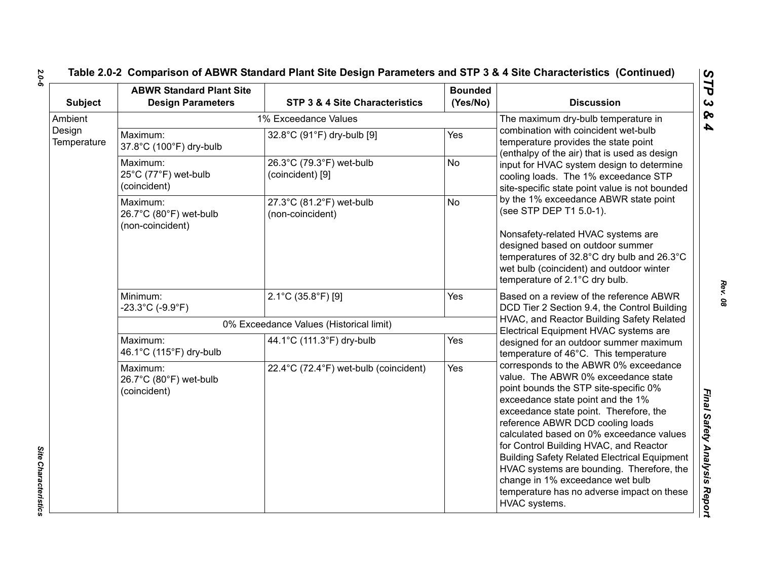### Table 2.0-2 Comparison of ABWR Standard Plant Site Design Parameters and STP 3 & 4 Site Characteristics (Continued)

| Subject | ABWR Standard Plant Site Design Parameters | STP 3 & 4 Site Characteristics | Bounded (Yes/No) | Discussion |
|---|---|---|---|---|
| Ambient Design Temperature | 1% Exceedance Values | | | The maximum dry-bulb temperature in combination with coincident wet-bulb temperature provides the state point (enthalpy of the air) that is used as design input for HVAC system design to determine cooling loads. The 1% exceedance STP site-specific state point value is not bounded by the 1% exceedance ABWR state point (see STP DEP T1 5.0-1).<br><br>Nonsafety-related HVAC systems are designed based on outdoor summer temperatures of 32.8°C dry bulb and 26.3°C wet bulb (coincident) and outdoor winter temperature of 2.1°C dry bulb. |
| | Maximum:<br>37.8°C (100°F) dry-bulb | 32.8°C (91°F) dry-bulb [9] | Yes | |
| | Maximum:<br>25°C (77°F) wet-bulb (coincident) | 26.3°C (79.3°F) wet-bulb (coincident) [9] | No | |
| | Maximum:<br>26.7°C (80°F) wet-bulb (non-coincident) | 27.3°C (81.2°F) wet-bulb (non-coincident) | No | |
| | Minimum:<br>-23.3°C (-9.9°F) | 2.1°C (35.8°F) [9] | Yes | Based on a review of the reference ABWR DCD Tier 2 Section 9.4, the Control Building HVAC, and Reactor Building Safety Related Electrical Equipment HVAC systems are designed for an outdoor summer maximum temperature of 46°C. This temperature corresponds to the ABWR 0% exceedance value. The ABWR 0% exceedance state point bounds the STP site-specific 0% exceedance state point and the 1% exceedance state point. Therefore, the reference ABWR DCD cooling loads calculated based on 0% exceedance values for Control Building HVAC, and Reactor Building Safety Related Electrical Equipment HVAC systems are bounding. Therefore, the change in 1% exceedance wet bulb temperature has no adverse impact on these HVAC systems. |
| | 0% Exceedance Values (Historical limit) | | | |
| | Maximum:<br>46.1°C (115°F) dry-bulb | 44.1°C (111.3°F) dry-bulb | Yes | |
| | Maximum:<br>26.7°C (80°F) wet-bulb (coincident) | 22.4°C (72.4°F) wet-bulb (coincident) | Yes | |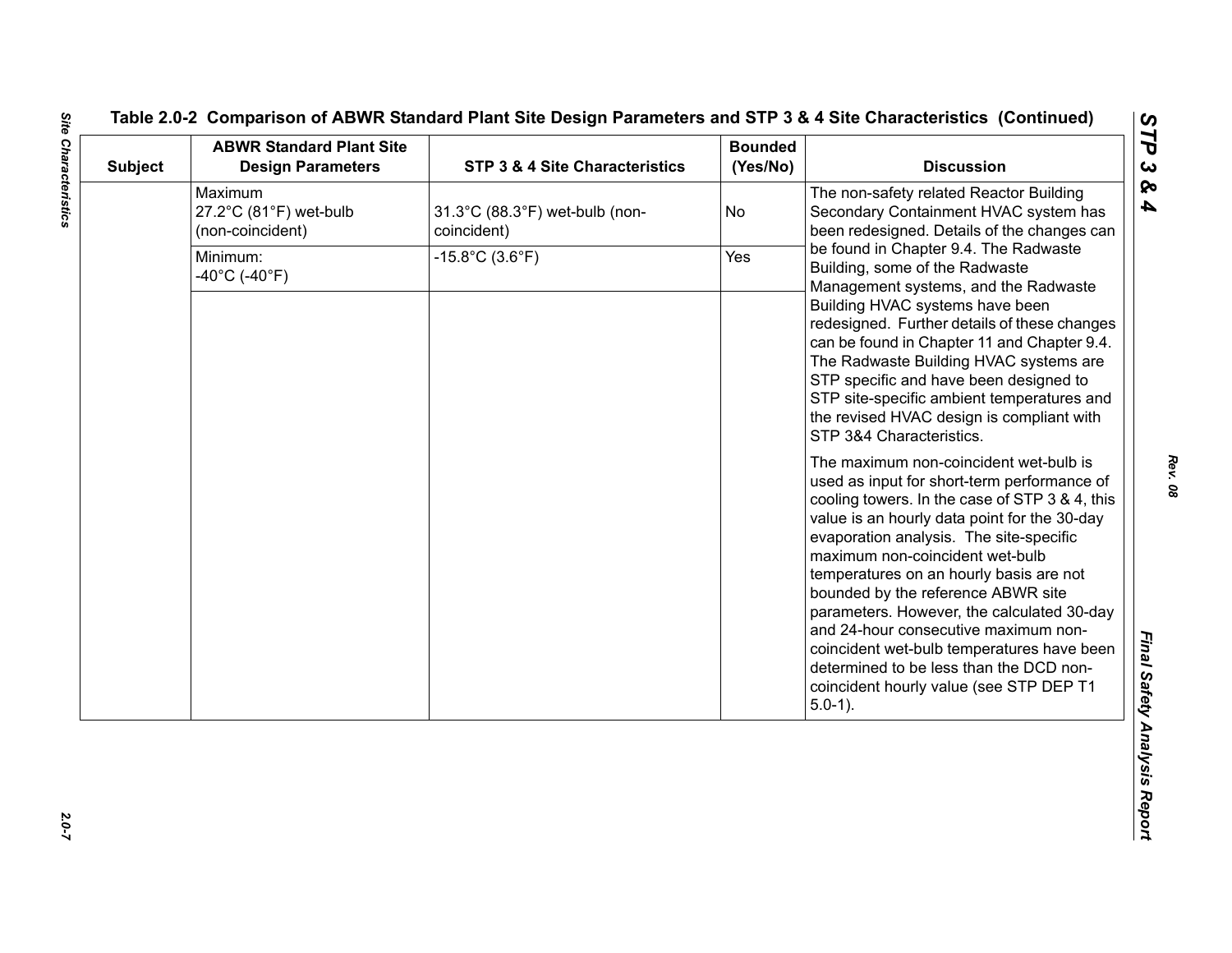**Table 2.0-2 Comparison of ABWR Standard Plant Site Design Parameters and STP 3 & 4 Site Characteristics (Continued)**

| Subject | ABWR Standard Plant Site Design Parameters | STP 3 & 4 Site Characteristics | Bounded (Yes/No) | Discussion |
|---|---|---|---|---|
| | Maximum 27.2°C (81°F) wet-bulb (non-coincident) | 31.3°C (88.3°F) wet-bulb (non-coincident) | No | The non-safety related Reactor Building Secondary Containment HVAC system has been redesigned. Details of the changes can be found in Chapter 9.4. The Radwaste Building, some of the Radwaste Management systems, and the Radwaste Building HVAC systems have been redesigned. Further details of these changes can be found in Chapter 11 and Chapter 9.4. The Radwaste Building HVAC systems are STP specific and have been designed to STP site-specific ambient temperatures and the revised HVAC design is compliant with STP 3&4 Characteristics.<br><br>The maximum non-coincident wet-bulb is used as input for short-term performance of cooling towers. In the case of STP 3 & 4, this value is an hourly data point for the 30-day evaporation analysis. The site-specific maximum non-coincident wet-bulb temperatures on an hourly basis are not bounded by the reference ABWR site parameters. However, the calculated 30-day and 24-hour consecutive maximum non-coincident wet-bulb temperatures have been determined to be less than the DCD non-coincident hourly value (see STP DEP T1 5.0-1). |
| | Minimum: -40°C (-40°F) | -15.8°C (3.6°F) | Yes | |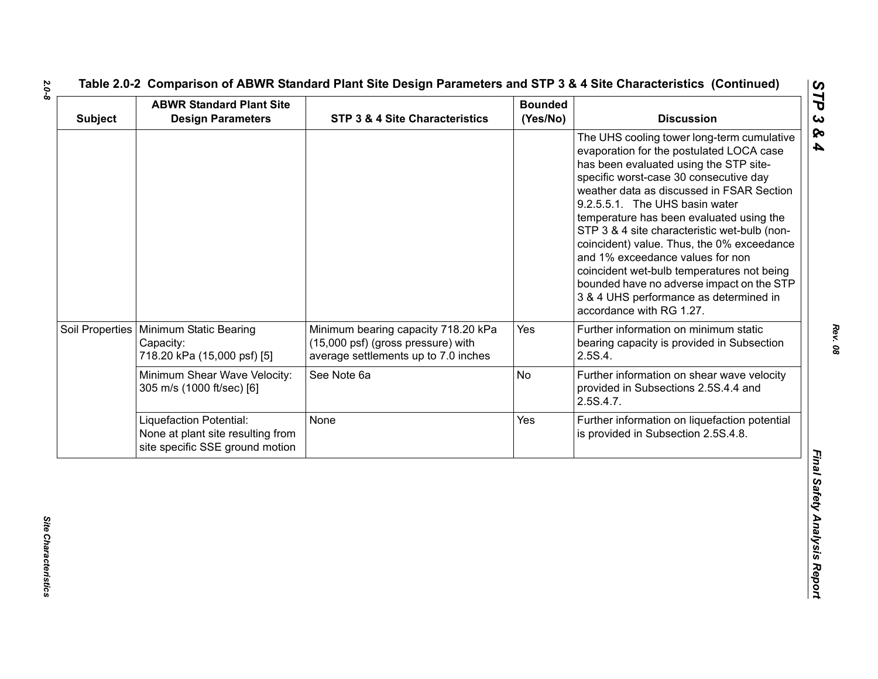## Table 2.0-2 Comparison of ABWR Standard Plant Site Design Parameters and STP 3 & 4 Site Characteristics (Continued)

| Subject | ABWR Standard Plant Site Design Parameters | STP 3 & 4 Site Characteristics | Bounded (Yes/No) | Discussion |
|---|---|---|---|---|
| | | | | The UHS cooling tower long-term cumulative evaporation for the postulated LOCA case has been evaluated using the STP site-specific worst-case 30 consecutive day weather data as discussed in FSAR Section 9.2.5.5.1. The UHS basin water temperature has been evaluated using the STP 3 & 4 site characteristic wet-bulb (non-coincident) value. Thus, the 0% exceedance and 1% exceedance values for non coincident wet-bulb temperatures not being bounded have no adverse impact on the STP 3 & 4 UHS performance as determined in accordance with RG 1.27. |
| Soil Properties | Minimum Static Bearing Capacity: 718.20 kPa (15,000 psf) [5] | Minimum bearing capacity 718.20 kPa (15,000 psf) (gross pressure) with average settlements up to 7.0 inches | Yes | Further information on minimum static bearing capacity is provided in Subsection 2.5S.4. |
| | Minimum Shear Wave Velocity: 305 m/s (1000 ft/sec) [6] | See Note 6a | No | Further information on shear wave velocity provided in Subsections 2.5S.4.4 and 2.5S.4.7. |
| | Liquefaction Potential: None at plant site resulting from site specific SSE ground motion | None | Yes | Further information on liquefaction potential is provided in Subsection 2.5S.4.8. |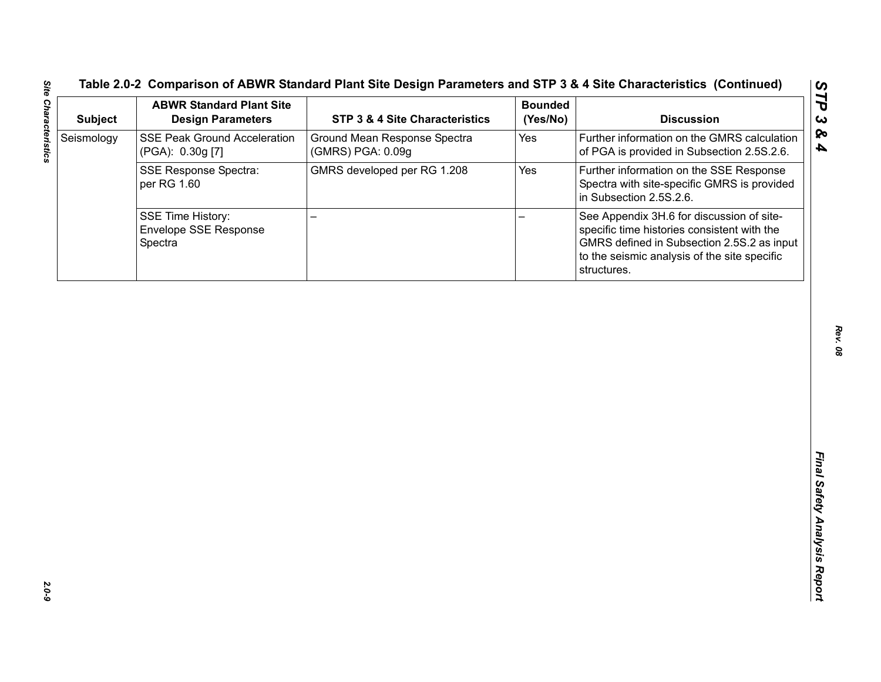## Table 2.0-2 Comparison of ABWR Standard Plant Site Design Parameters and STP 3 & 4 Site Characteristics (Continued)

| Subject | ABWR Standard Plant Site Design Parameters | STP 3 & 4 Site Characteristics | Bounded (Yes/No) | Discussion |
|---|---|---|---|---|
| Seismology | SSE Peak Ground Acceleration (PGA): 0.30g [7] | Ground Mean Response Spectra (GMRS) PGA: 0.09g | Yes | Further information on the GMRS calculation of PGA is provided in Subsection 2.5S.2.6. |
| | SSE Response Spectra: per RG 1.60 | GMRS developed per RG 1.208 | Yes | Further information on the SSE Response Spectra with site-specific GMRS is provided in Subsection 2.5S.2.6. |
| | SSE Time History: Envelope SSE Response Spectra | – | – | See Appendix 3H.6 for discussion of site-specific time histories consistent with the GMRS defined in Subsection 2.5S.2 as input to the seismic analysis of the site specific structures. |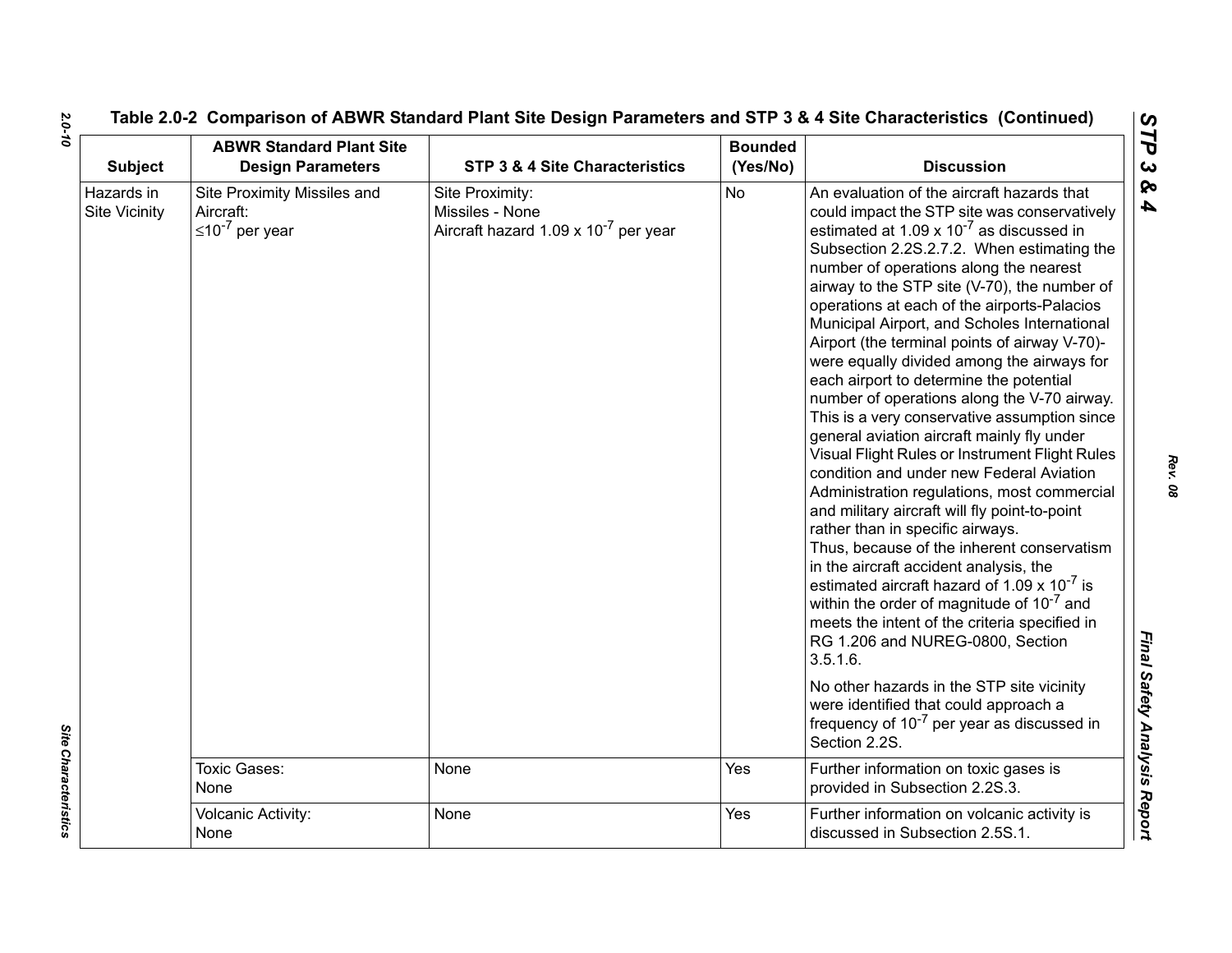**Table 2.0-2 Comparison of ABWR Standard Plant Site Design Parameters and STP 3 & 4 Site Characteristics (Continued)**

| Subject | ABWR Standard Plant Site Design Parameters | STP 3 & 4 Site Characteristics | Bounded (Yes/No) | Discussion |
|---|---|---|---|---|
| Hazards in Site Vicinity | Site Proximity Missiles and Aircraft: $\leq 10^{-7}$ per year | Site Proximity: Missiles - None Aircraft hazard $1.09 \times 10^{-7}$ per year | No | An evaluation of the aircraft hazards that could impact the STP site was conservatively estimated at $1.09 \times 10^{-7}$ as discussed in Subsection 2.2S.2.7.2. When estimating the number of operations along the nearest airway to the STP site (V-70), the number of operations at each of the airports-Palacios Municipal Airport, and Scholes International Airport (the terminal points of airway V-70)-were equally divided among the airways for each airport to determine the potential number of operations along the V-70 airway. This is a very conservative assumption since general aviation aircraft mainly fly under Visual Flight Rules or Instrument Flight Rules condition and under new Federal Aviation Administration regulations, most commercial and military aircraft will fly point-to-point rather than in specific airways. Thus, because of the inherent conservatism in the aircraft accident analysis, the estimated aircraft hazard of $1.09 \times 10^{-7}$ is within the order of magnitude of $10^{-7}$ and meets the intent of the criteria specified in RG 1.206 and NUREG-0800, Section 3.5.1.6. No other hazards in the STP site vicinity were identified that could approach a frequency of $10^{-7}$ per year as discussed in Section 2.2S. |
| | Toxic Gases: None | None | Yes | Further information on toxic gases is provided in Subsection 2.2S.3. |
| | Volcanic Activity: None | None | Yes | Further information on volcanic activity is discussed in Subsection 2.5S.1. |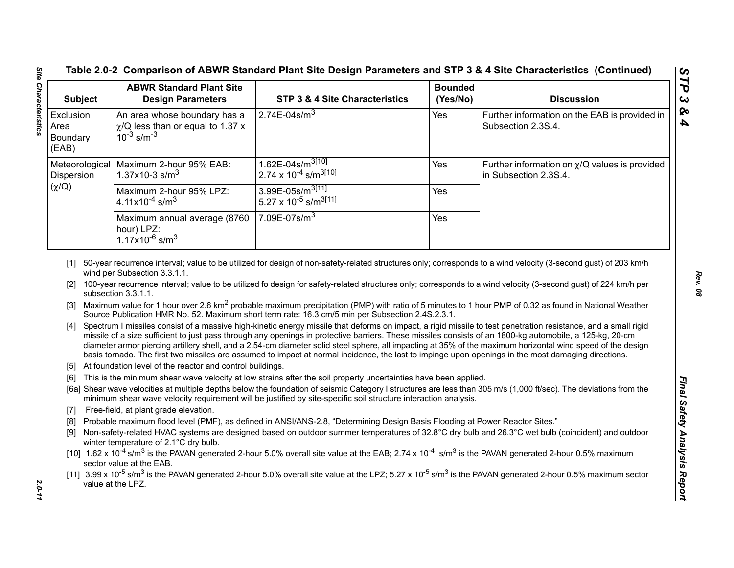Table 2.0-2 Comparison of ABWR Standard Plant Site Design Parameters and STP 3 & 4 Site Characteristics (Continued)

| Subject | ABWR Standard Plant Site Design Parameters | STP 3 & 4 Site Characteristics | Bounded (Yes/No) | Discussion |
|---|---|---|---|---|
| Exclusion Area Boundary (EAB) | An area whose boundary has a $\chi$/Q less than or equal to 1.37 x $10^{-3}$ s/m$^{-3}$ | 2.74E-04s/m$^3$ | Yes | Further information on the EAB is provided in Subsection 2.3S.4. |
| Meteorological Dispersion ($\chi$/Q) | Maximum 2-hour 95% EAB: 1.37x10-3 s/m$^3$ | 1.62E-04s/m$^3$[10]<br>2.74 x $10^{-4}$ s/m$^3$[10] | Yes | Further information on $\chi$/Q values is provided in Subsection 2.3S.4. |
| | Maximum 2-hour 95% LPZ: 4.11x$10^{-4}$ s/m$^3$ | 3.99E-05s/m$^3$[11]<br>5.27 x $10^{-5}$ s/m$^3$[11] | Yes | |
| | Maximum annual average (8760 hour) LPZ: 1.17x$10^{-6}$ s/m$^3$ | 7.09E-07s/m$^3$ | Yes | |

[1] 50-year recurrence interval; value to be utilized for design of non-safety-related structures only; corresponds to a wind velocity (3-second gust) of 203 km/h wind per Subsection 3.3.1.1.

[2] 100-year recurrence interval; value to be utilized fo design for safety-related structures only; corresponds to a wind velocity (3-second gust) of 224 km/h per subsection 3.3.1.1.

[3] Maximum value for 1 hour over 2.6 km$^2$ probable maximum precipitation (PMP) with ratio of 5 minutes to 1 hour PMP of 0.32 as found in National Weather Source Publication HMR No. 52. Maximum short term rate: 16.3 cm/5 min per Subsection 2.4S.2.3.1.

[4] Spectrum I missiles consist of a massive high-kinetic energy missile that deforms on impact, a rigid missile to test penetration resistance, and a small rigid missile of a size sufficient to just pass through any openings in protective barriers. These missiles consists of an 1800-kg automobile, a 125-kg, 20-cm diameter armor piercing artillery shell, and a 2.54-cm diameter solid steel sphere, all impacting at 35% of the maximum horizontal wind speed of the design basis tornado. The first two missiles are assumed to impact at normal incidence, the last to impinge upon openings in the most damaging directions.

[5] At foundation level of the reactor and control buildings.

[6] This is the minimum shear wave velocity at low strains after the soil property uncertainties have been applied.

[6a] Shear wave velocities at multiple depths below the foundation of seismic Category I structures are less than 305 m/s (1,000 ft/sec). The deviations from the minimum shear wave velocity requirement will be justified by site-specific soil structure interaction analysis.

[7] Free-field, at plant grade elevation.

[8] Probable maximum flood level (PMF), as defined in ANSI/ANS-2.8, “Determining Design Basis Flooding at Power Reactor Sites.”

[9] Non-safety-related HVAC systems are designed based on outdoor summer temperatures of 32.8°C dry bulb and 26.3°C wet bulb (coincident) and outdoor winter temperature of 2.1°C dry bulb.

[10] 1.62 x $10^{-4}$ s/m$^3$ is the PAVAN generated 2-hour 5.0% overall site value at the EAB; 2.74 x $10^{-4}$ s/m$^3$ is the PAVAN generated 2-hour 0.5% maximum sector value at the EAB.

[11] 3.99 x $10^{-5}$ s/m$^3$ is the PAVAN generated 2-hour 5.0% overall site value at the LPZ; 5.27 x $10^{-5}$ s/m$^3$ is the PAVAN generated 2-hour 0.5% maximum sector value at the LPZ.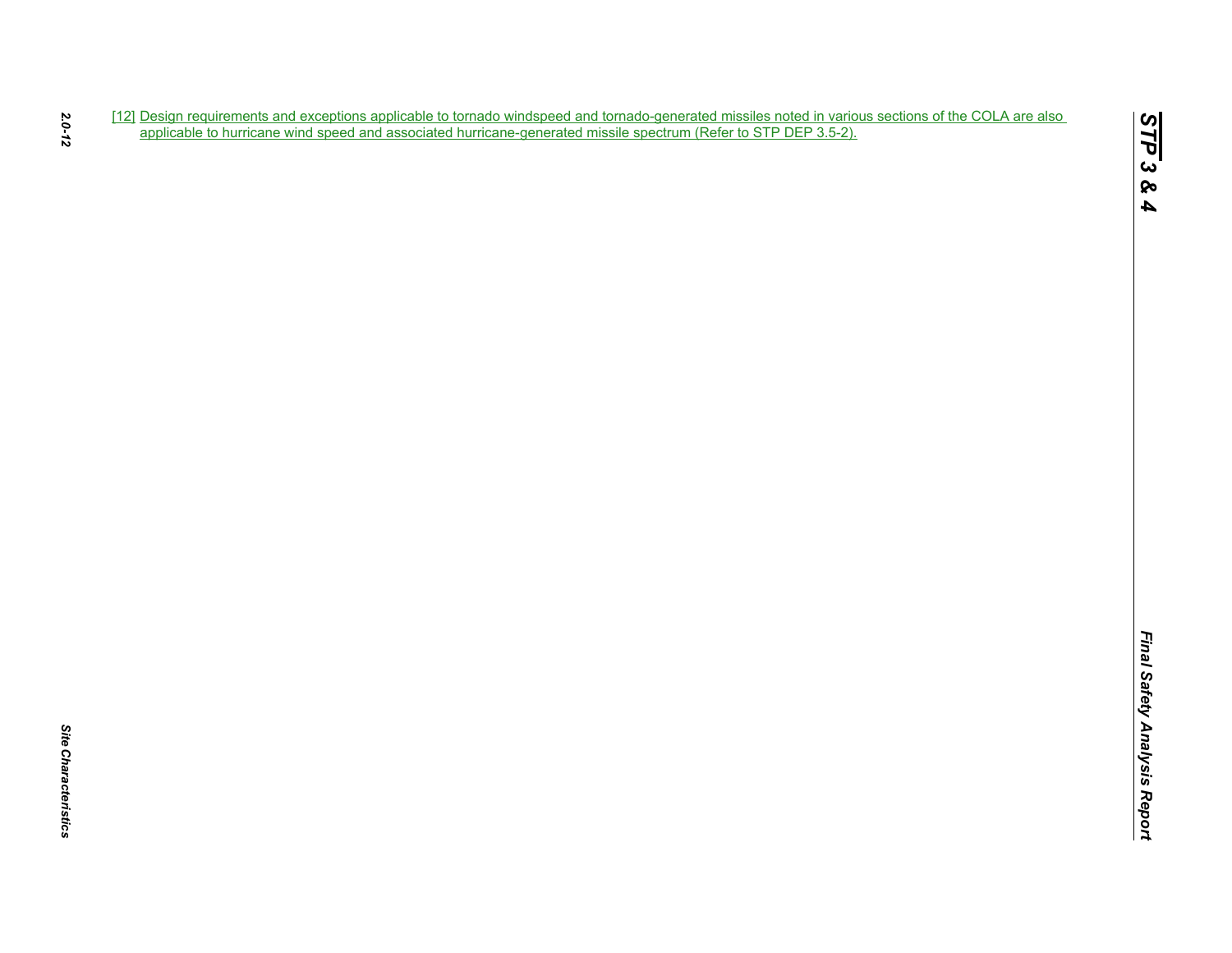[12] Design requirements and exceptions applicable to tornado windspeed and tornado-generated missiles noted in various sections of the COLA are also applicable to hurricane wind speed and associated hurricane-generated missile spectrum (Refer to STP DEP 3.5-2).